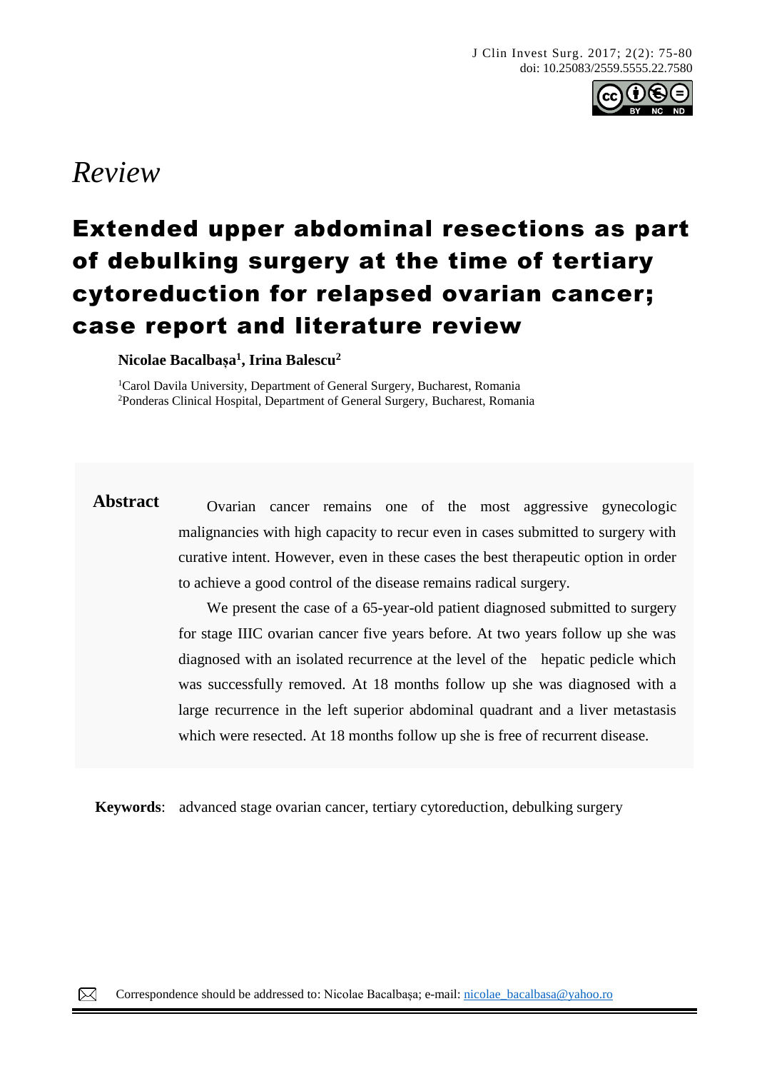*Review*

# Extended upper abdominal resections as part of debulking surgery at the time of tertiary cytoreduction for relapsed ovarian cancer; case report and literature review

**Nicolae Bacalbașa[1], Irina Balescu[2]**

[1]Carol Davila University, Department of General Surgery, Bucharest, Romania
[2]Ponderas Clinical Hospital, Department of General Surgery, Bucharest, Romania

**Abstract**

Ovarian cancer remains one of the most aggressive gynecologic malignancies with high capacity to recur even in cases submitted to surgery with curative intent. However, even in these cases the best therapeutic option in order to achieve a good control of the disease remains radical surgery.

We present the case of a 65-year-old patient diagnosed submitted to surgery for stage IIIC ovarian cancer five years before. At two years follow up she was diagnosed with an isolated recurrence at the level of the hepatic pedicle which was successfully removed. At 18 months follow up she was diagnosed with a large recurrence in the left superior abdominal quadrant and a liver metastasis which were resected. At 18 months follow up she is free of recurrent disease.

**Keywords**: advanced stage ovarian cancer, tertiary cytoreduction, debulking surgery

Correspondence should be addressed to: Nicolae Bacalbașa; e-mail: nicolae_bacalbasa@yahoo.ro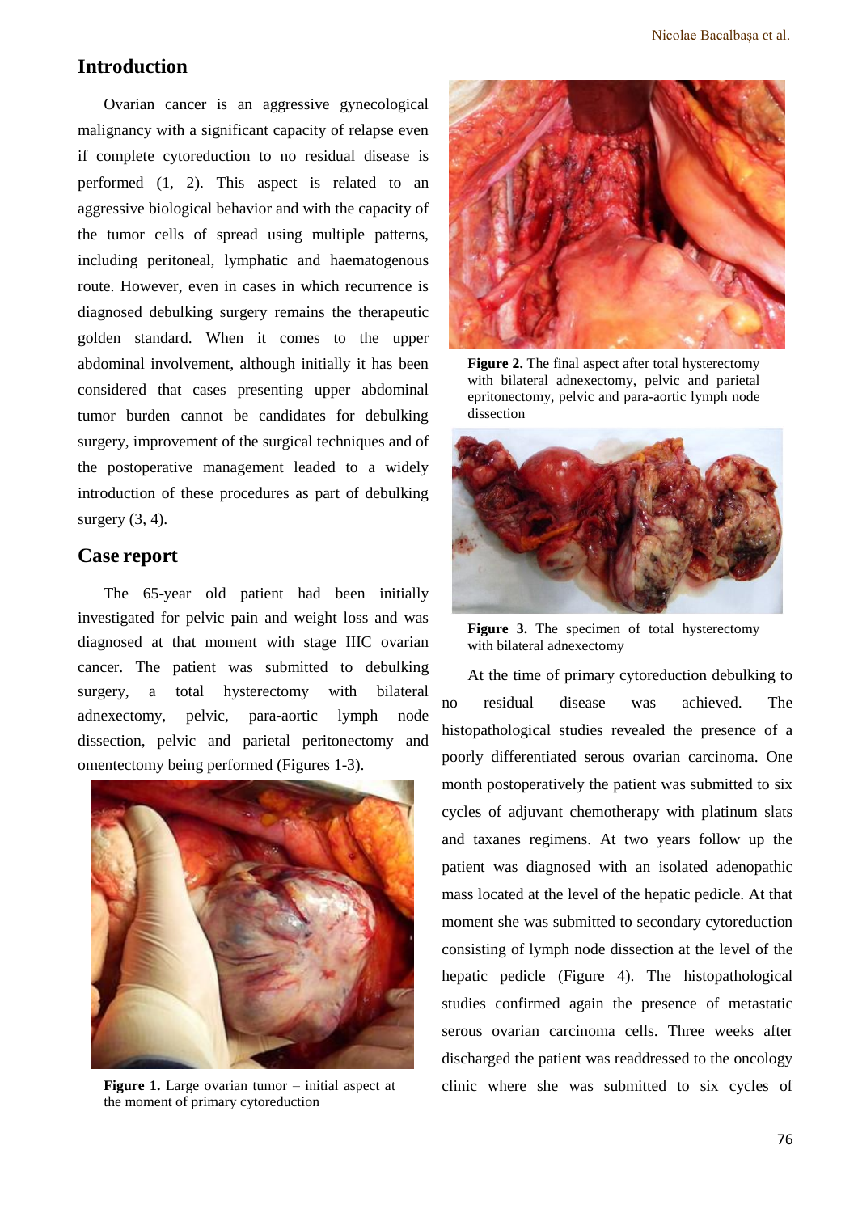## Introduction

Ovarian cancer is an aggressive gynecological malignancy with a significant capacity of relapse even if complete cytoreduction to no residual disease is performed (1, 2). This aspect is related to an aggressive biological behavior and with the capacity of the tumor cells of spread using multiple patterns, including peritoneal, lymphatic and haematogenous route. However, even in cases in which recurrence is diagnosed debulking surgery remains the therapeutic golden standard. When it comes to the upper abdominal involvement, although initially it has been considered that cases presenting upper abdominal tumor burden cannot be candidates for debulking surgery, improvement of the surgical techniques and of the postoperative management leaded to a widely introduction of these procedures as part of debulking surgery (3, 4).

## Case report

The 65-year old patient had been initially investigated for pelvic pain and weight loss and was diagnosed at that moment with stage IIIC ovarian cancer. The patient was submitted to debulking surgery, a total hysterectomy with bilateral adnexectomy, pelvic, para-aortic lymph node dissection, pelvic and parietal peritonectomy and omentectomy being performed (Figures 1-3).

**Figure 1.** Large ovarian tumor – initial aspect at the moment of primary cytoreduction

**Figure 2.** The final aspect after total hysterectomy with bilateral adnexectomy, pelvic and parietal epritonectomy, pelvic and para-aortic lymph node dissection

**Figure 3.** The specimen of total hysterectomy with bilateral adnexectomy

At the time of primary cytoreduction debulking to no residual disease was achieved. The histopathological studies revealed the presence of a poorly differentiated serous ovarian carcinoma. One month postoperatively the patient was submitted to six cycles of adjuvant chemotherapy with platinum slats and taxanes regimens. At two years follow up the patient was diagnosed with an isolated adenopathic mass located at the level of the hepatic pedicle. At that moment she was submitted to secondary cytoreduction consisting of lymph node dissection at the level of the hepatic pedicle (Figure 4). The histopathological studies confirmed again the presence of metastatic serous ovarian carcinoma cells. Three weeks after discharged the patient was readdressed to the oncology clinic where she was submitted to six cycles of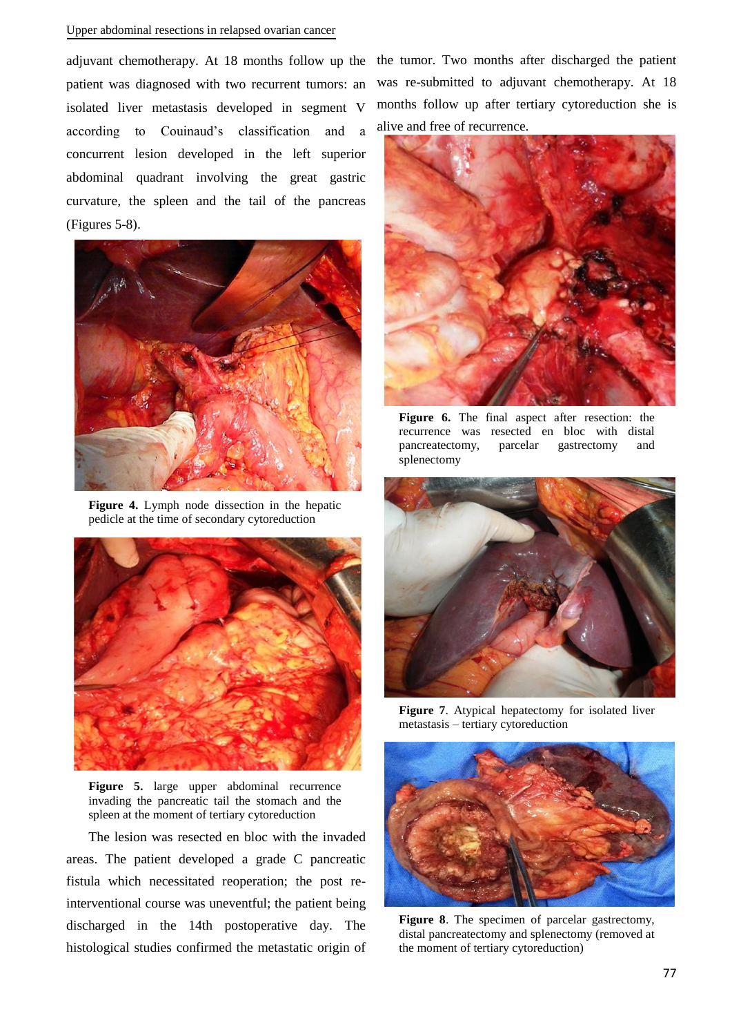adjuvant chemotherapy. At 18 months follow up the patient was diagnosed with two recurrent tumors: an isolated liver metastasis developed in segment V according to Couinaud's classification and a concurrent lesion developed in the left superior abdominal quadrant involving the great gastric curvature, the spleen and the tail of the pancreas (Figures 5-8).

**Figure 4.** Lymph node dissection in the hepatic pedicle at the time of secondary cytoreduction

**Figure 5.** large upper abdominal recurrence invading the pancreatic tail the stomach and the spleen at the moment of tertiary cytoreduction

The lesion was resected en bloc with the invaded areas. The patient developed a grade C pancreatic fistula which necessitated reoperation; the post re-interventional course was uneventful; the patient being discharged in the 14th postoperative day. The histological studies confirmed the metastatic origin of the tumor. Two months after discharged the patient was re-submitted to adjuvant chemotherapy. At 18 months follow up after tertiary cytoreduction she is alive and free of recurrence.

**Figure 6.** The final aspect after resection: the recurrence was resected en bloc with distal pancreatectomy, parcelar gastrectomy and splenectomy

**Figure 7**. Atypical hepatectomy for isolated liver metastasis – tertiary cytoreduction

**Figure 8**. The specimen of parcelar gastrectomy, distal pancreatectomy and splenectomy (removed at the moment of tertiary cytoreduction)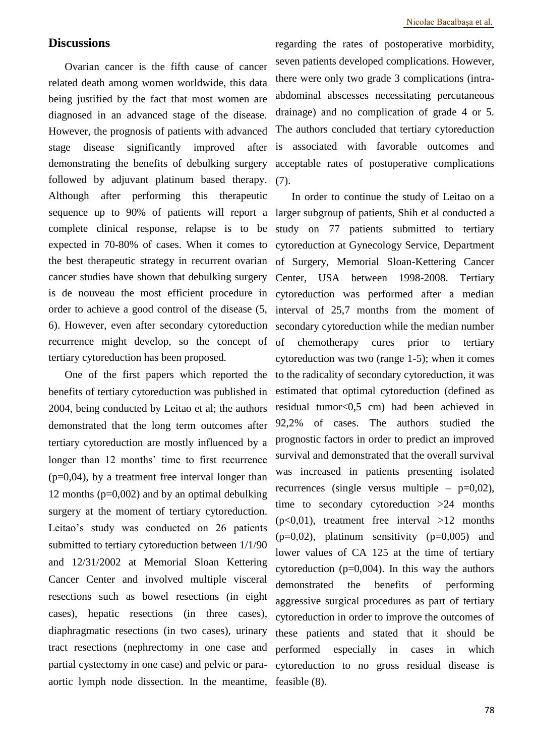## Discussions

Ovarian cancer is the fifth cause of cancer related death among women worldwide, this data being justified by the fact that most women are diagnosed in an advanced stage of the disease. However, the prognosis of patients with advanced stage disease significantly improved after demonstrating the benefits of debulking surgery followed by adjuvant platinum based therapy. Although after performing this therapeutic sequence up to 90% of patients will report a complete clinical response, relapse is to be expected in 70-80% of cases. When it comes to the best therapeutic strategy in recurrent ovarian cancer studies have shown that debulking surgery is de nouveau the most efficient procedure in order to achieve a good control of the disease (5, 6). However, even after secondary cytoreduction recurrence might develop, so the concept of tertiary cytoreduction has been proposed.

One of the first papers which reported the benefits of tertiary cytoreduction was published in 2004, being conducted by Leitao et al; the authors demonstrated that the long term outcomes after tertiary cytoreduction are mostly influenced by a longer than 12 months' time to first recurrence ($p=0{,}04$), by a treatment free interval longer than 12 months ($p=0{,}002$) and by an optimal debulking surgery at the moment of tertiary cytoreduction. Leitao's study was conducted on 26 patients submitted to tertiary cytoreduction between 1/1/90 and 12/31/2002 at Memorial Sloan Kettering Cancer Center and involved multiple visceral resections such as bowel resections (in eight cases), hepatic resections (in three cases), diaphragmatic resections (in two cases), urinary tract resections (nephrectomy in one case and partial cystectomy in one case) and pelvic or para-aortic lymph node dissection. In the meantime, regarding the rates of postoperative morbidity, seven patients developed complications. However, there were only two grade 3 complications (intra-abdominal abscesses necessitating percutaneous drainage) and no complication of grade 4 or 5. The authors concluded that tertiary cytoreduction is associated with favorable outcomes and acceptable rates of postoperative complications (7).

In order to continue the study of Leitao on a larger subgroup of patients, Shih et al conducted a study on 77 patients submitted to tertiary cytoreduction at Gynecology Service, Department of Surgery, Memorial Sloan-Kettering Cancer Center, USA between 1998-2008. Tertiary cytoreduction was performed after a median interval of 25,7 months from the moment of secondary cytoreduction while the median number of chemotherapy cures prior to tertiary cytoreduction was two (range 1-5); when it comes to the radicality of secondary cytoreduction, it was estimated that optimal cytoreduction (defined as residual tumor<0,5 cm) had been achieved in 92,2% of cases. The authors studied the prognostic factors in order to predict an improved survival and demonstrated that the overall survival was increased in patients presenting isolated recurrences (single versus multiple – $p=0{,}02$), time to secondary cytoreduction >24 months ($p<0{,}01$), treatment free interval >12 months ($p=0{,}02$), platinum sensitivity ($p=0{,}005$) and lower values of CA 125 at the time of tertiary cytoreduction ($p=0{,}004$). In this way the authors demonstrated the benefits of performing aggressive surgical procedures as part of tertiary cytoreduction in order to improve the outcomes of these patients and stated that it should be performed especially in cases in which cytoreduction to no gross residual disease is feasible (8).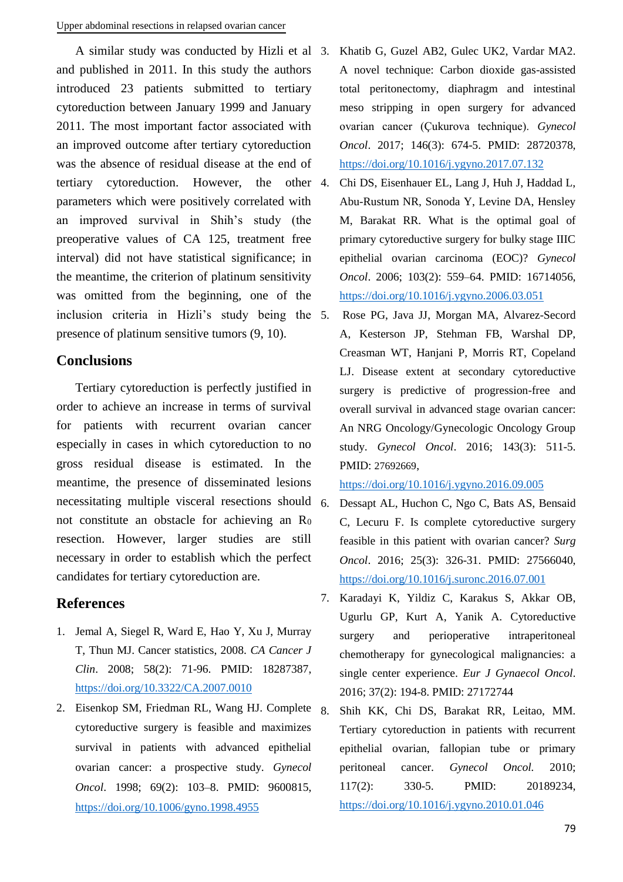A similar study was conducted by Hizli et al and published in 2011. In this study the authors introduced 23 patients submitted to tertiary cytoreduction between January 1999 and January 2011. The most important factor associated with an improved outcome after tertiary cytoreduction was the absence of residual disease at the end of tertiary cytoreduction. However, the other parameters which were positively correlated with an improved survival in Shih's study (the preoperative values of CA 125, treatment free interval) did not have statistical significance; in the meantime, the criterion of platinum sensitivity was omitted from the beginning, one of the inclusion criteria in Hizli's study being the presence of platinum sensitive tumors (9, 10).

## Conclusions

Tertiary cytoreduction is perfectly justified in order to achieve an increase in terms of survival for patients with recurrent ovarian cancer especially in cases in which cytoreduction to no gross residual disease is estimated. In the meantime, the presence of disseminated lesions necessitating multiple visceral resections should not constitute an obstacle for achieving an $R_0$ resection. However, larger studies are still necessary in order to establish which the perfect candidates for tertiary cytoreduction are.

## References

1. Jemal A, Siegel R, Ward E, Hao Y, Xu J, Murray T, Thun MJ. Cancer statistics, 2008. *CA Cancer J Clin*. 2008; 58(2): 71-96. PMID: 18287387, https://doi.org/10.3322/CA.2007.0010
2. Eisenkop SM, Friedman RL, Wang HJ. Complete cytoreductive surgery is feasible and maximizes survival in patients with advanced epithelial ovarian cancer: a prospective study. *Gynecol Oncol*. 1998; 69(2): 103–8. PMID: 9600815, https://doi.org/10.1006/gyno.1998.4955
3. Khatib G, Guzel AB2, Gulec UK2, Vardar MA2. A novel technique: Carbon dioxide gas-assisted total peritonectomy, diaphragm and intestinal meso stripping in open surgery for advanced ovarian cancer (Çukurova technique). *Gynecol Oncol*. 2017; 146(3): 674-5. PMID: 28720378, https://doi.org/10.1016/j.ygyno.2017.07.132
4. Chi DS, Eisenhauer EL, Lang J, Huh J, Haddad L, Abu-Rustum NR, Sonoda Y, Levine DA, Hensley M, Barakat RR. What is the optimal goal of primary cytoreductive surgery for bulky stage IIIC epithelial ovarian carcinoma (EOC)? *Gynecol Oncol*. 2006; 103(2): 559–64. PMID: 16714056, https://doi.org/10.1016/j.ygyno.2006.03.051
5. Rose PG, Java JJ, Morgan MA, Alvarez-Secord A, Kesterson JP, Stehman FB, Warshal DP, Creasman WT, Hanjani P, Morris RT, Copeland LJ. Disease extent at secondary cytoreductive surgery is predictive of progression-free and overall survival in advanced stage ovarian cancer: An NRG Oncology/Gynecologic Oncology Group study. *Gynecol Oncol*. 2016; 143(3): 511-5. PMID: 27692669, https://doi.org/10.1016/j.ygyno.2016.09.005
6. Dessapt AL, Huchon C, Ngo C, Bats AS, Bensaid C, Lecuru F. Is complete cytoreductive surgery feasible in this patient with ovarian cancer? *Surg Oncol*. 2016; 25(3): 326-31. PMID: 27566040, https://doi.org/10.1016/j.suronc.2016.07.001
7. Karadayi K, Yildiz C, Karakus S, Akkar OB, Ugurlu GP, Kurt A, Yanik A. Cytoreductive surgery and perioperative intraperitoneal chemotherapy for gynecological malignancies: a single center experience. *Eur J Gynaecol Oncol*. 2016; 37(2): 194-8. PMID: 27172744
8. Shih KK, Chi DS, Barakat RR, Leitao, MM. Tertiary cytoreduction in patients with recurrent epithelial ovarian, fallopian tube or primary peritoneal cancer. *Gynecol Oncol.* 2010; 117(2): 330-5. PMID: 20189234, https://doi.org/10.1016/j.ygyno.2010.01.046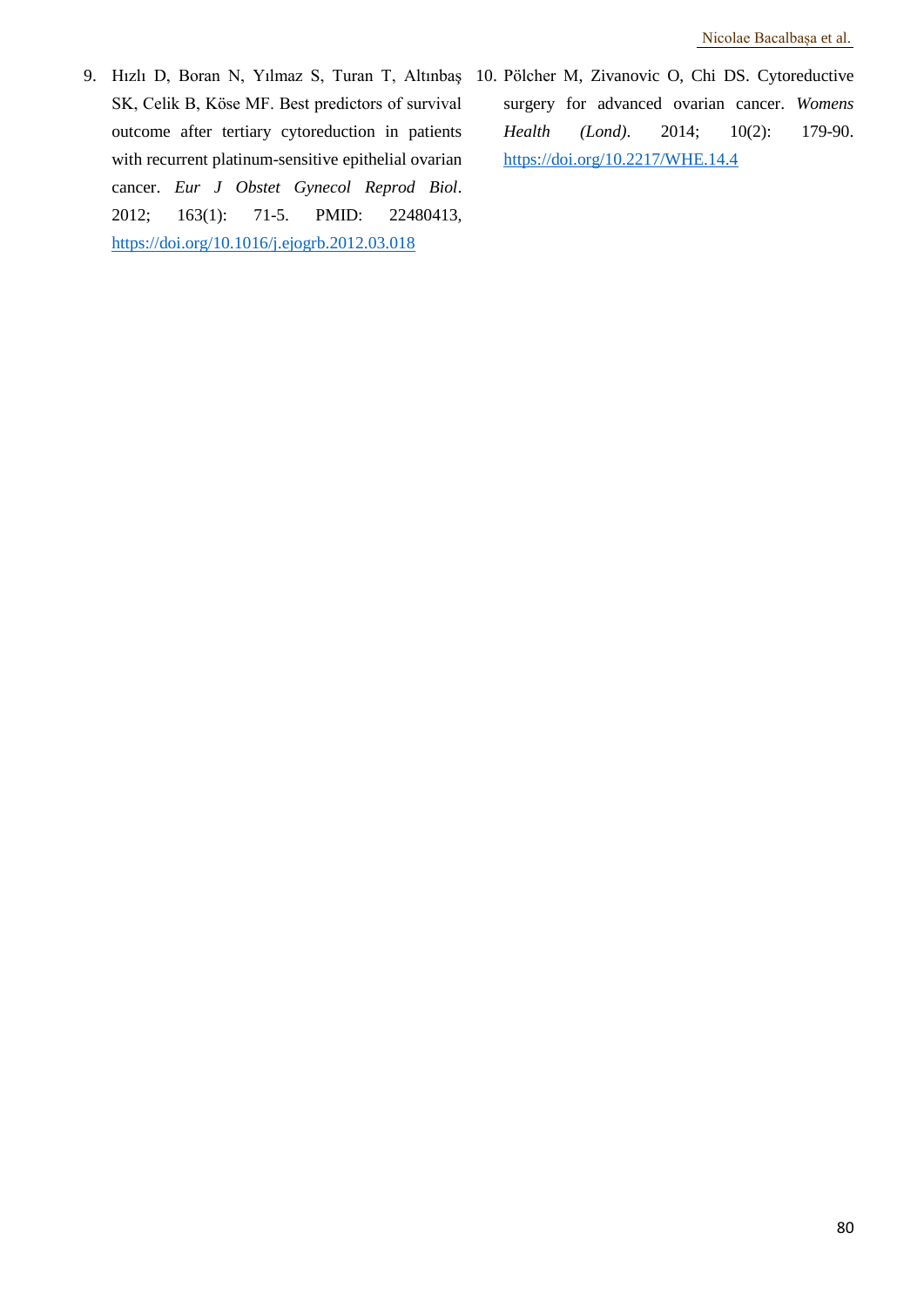9. Hızlı D, Boran N, Yılmaz S, Turan T, Altınbaş SK, Celik B, Köse MF. Best predictors of survival outcome after tertiary cytoreduction in patients with recurrent platinum-sensitive epithelial ovarian cancer. *Eur J Obstet Gynecol Reprod Biol*. 2012; 163(1): 71-5. PMID: 22480413, https://doi.org/10.1016/j.ejogrb.2012.03.018

10. Pölcher M, Zivanovic O, Chi DS. Cytoreductive surgery for advanced ovarian cancer. *Womens Health (Lond)*. 2014; 10(2): 179-90. https://doi.org/10.2217/WHE.14.4